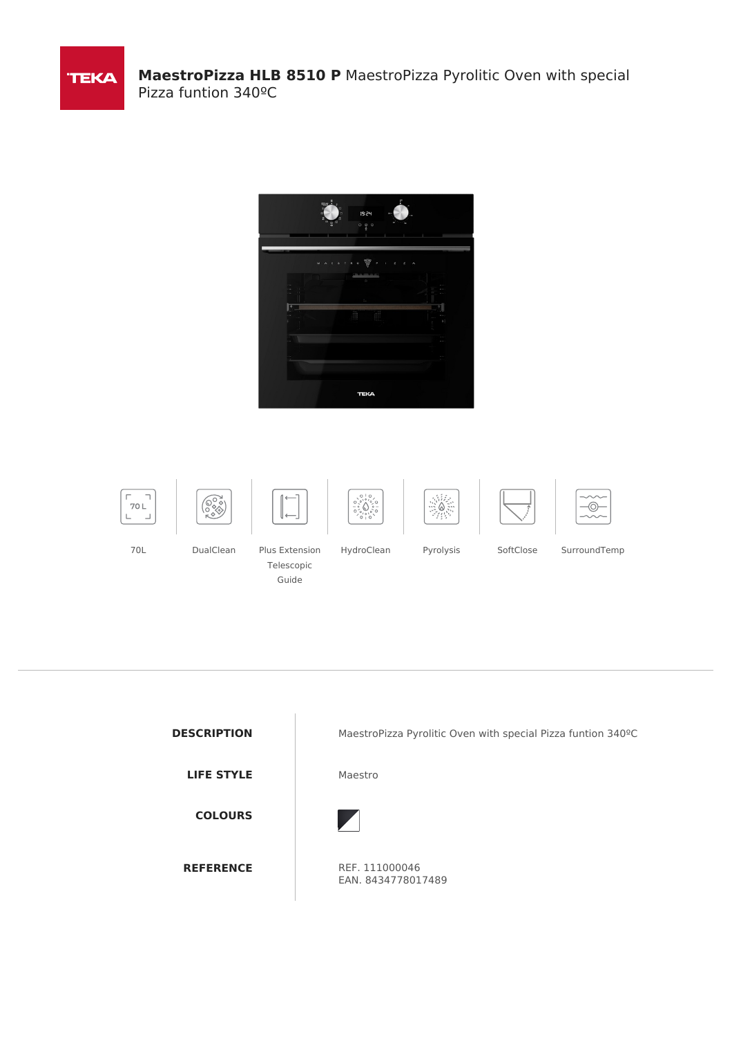# **MaestroPizza HLB 8510 P** MaestroPizza Pyrolitic Oven with special Pizza funtion 340ºC

70L

DualClean

Plus Extension Telescopic Guide

HydroClean

Pyrolysis

SoftClose

SurroundTemp

| | |
|---|---|
| **DESCRIPTION** | MaestroPizza Pyrolitic Oven with special Pizza funtion 340ºC |
| **LIFE STYLE** | Maestro |
| **COLOURS** | |
| **REFERENCE** | REF. 111000046<br>EAN. 8434778017489 |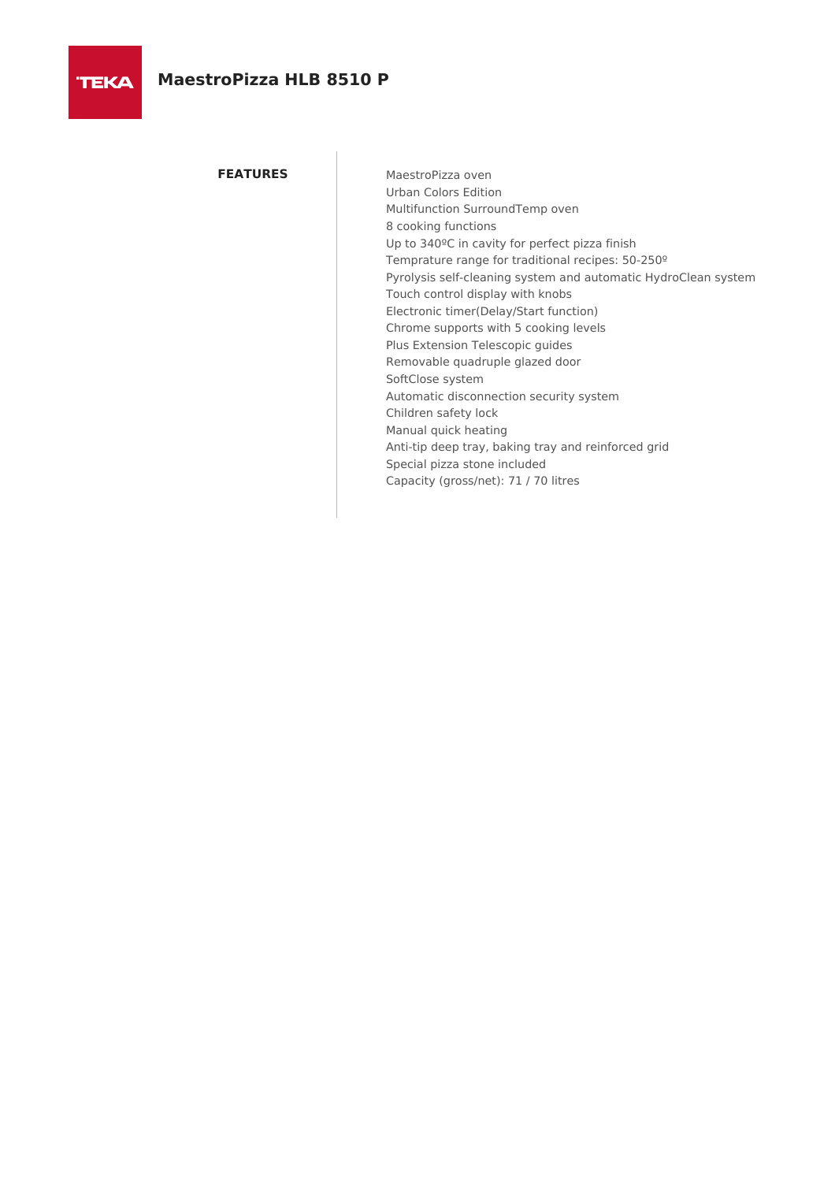# MaestroPizza HLB 8510 P

## FEATURES

MaestroPizza oven
Urban Colors Edition
Multifunction SurroundTemp oven
8 cooking functions
Up to 340ºC in cavity for perfect pizza finish
Temprature range for traditional recipes: 50-250º
Pyrolysis self-cleaning system and automatic HydroClean system
Touch control display with knobs
Electronic timer(Delay/Start function)
Chrome supports with 5 cooking levels
Plus Extension Telescopic guides
Removable quadruple glazed door
SoftClose system
Automatic disconnection security system
Children safety lock
Manual quick heating
Anti-tip deep tray, baking tray and reinforced grid
Special pizza stone included
Capacity (gross/net): 71 / 70 litres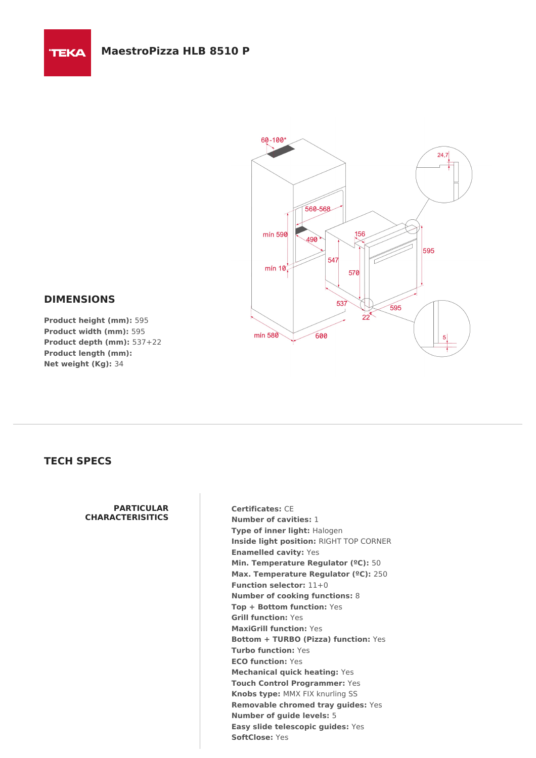# MaestroPizza HLB 8510 P

## DIMENSIONS

**Product height (mm):** 595
**Product width (mm):** 595
**Product depth (mm):** 537+22
**Product length (mm):**
**Net weight (Kg):** 34

## TECH SPECS

**PARTICULAR CHARACTERISITICS**

**Certificates:** CE
**Number of cavities:** 1
**Type of inner light:** Halogen
**Inside light position:** RIGHT TOP CORNER
**Enamelled cavity:** Yes
**Min. Temperature Regulator (ºC):** 50
**Max. Temperature Regulator (ºC):** 250
**Function selector:** 11+0
**Number of cooking functions:** 8
**Top + Bottom function:** Yes
**Grill function:** Yes
**MaxiGrill function:** Yes
**Bottom + TURBO (Pizza) function:** Yes
**Turbo function:** Yes
**ECO function:** Yes
**Mechanical quick heating:** Yes
**Touch Control Programmer:** Yes
**Knobs type:** MMX FIX knurling SS
**Removable chromed tray guides:** Yes
**Number of guide levels:** 5
**Easy slide telescopic guides:** Yes
**SoftClose:** Yes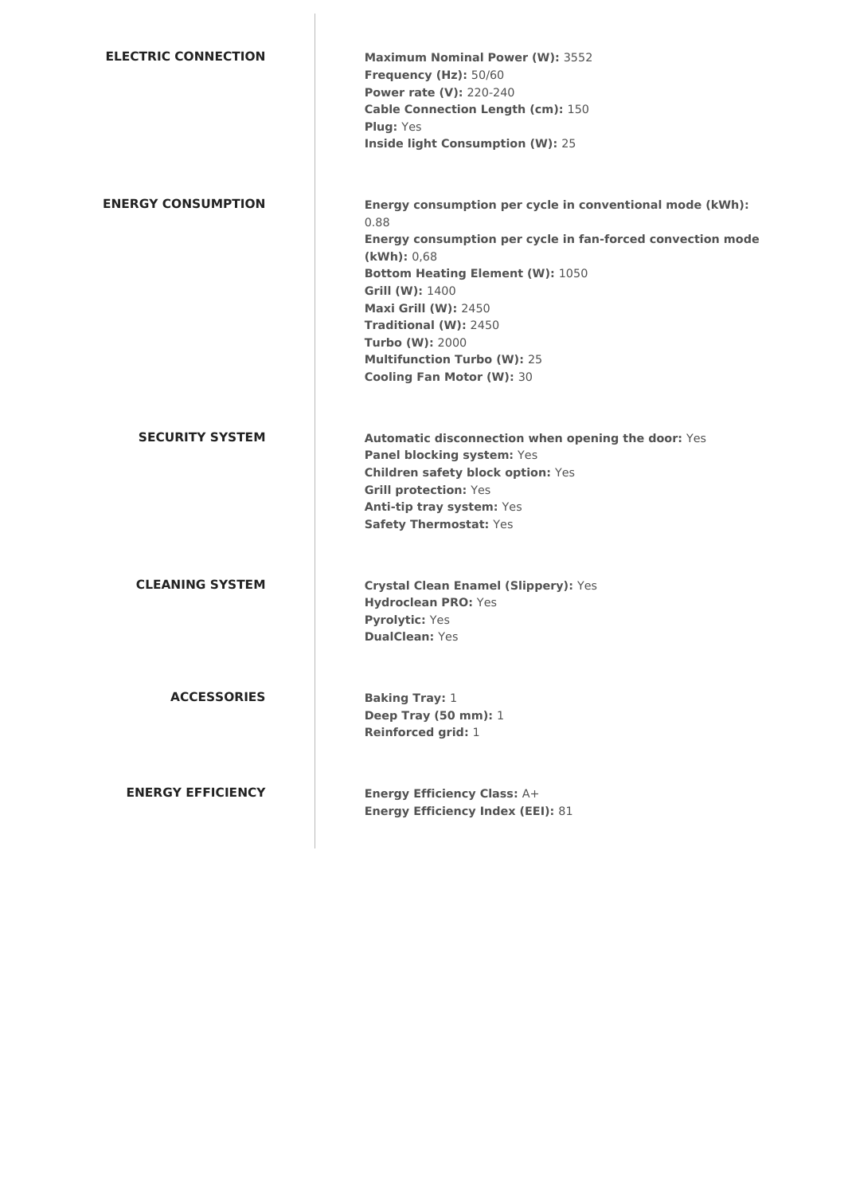## ELECTRIC CONNECTION

**Maximum Nominal Power (W):** 3552
**Frequency (Hz):** 50/60
**Power rate (V):** 220-240
**Cable Connection Length (cm):** 150
**Plug:** Yes
**Inside light Consumption (W):** 25

## ENERGY CONSUMPTION

**Energy consumption per cycle in conventional mode (kWh):** 0.88
**Energy consumption per cycle in fan-forced convection mode (kWh):** 0,68
**Bottom Heating Element (W):** 1050
**Grill (W):** 1400
**Maxi Grill (W):** 2450
**Traditional (W):** 2450
**Turbo (W):** 2000
**Multifunction Turbo (W):** 25
**Cooling Fan Motor (W):** 30

## SECURITY SYSTEM

**Automatic disconnection when opening the door:** Yes
**Panel blocking system:** Yes
**Children safety block option:** Yes
**Grill protection:** Yes
**Anti-tip tray system:** Yes
**Safety Thermostat:** Yes

## CLEANING SYSTEM

**Crystal Clean Enamel (Slippery):** Yes
**Hydroclean PRO:** Yes
**Pyrolytic:** Yes
**DualClean:** Yes

## ACCESSORIES

**Baking Tray:** 1
**Deep Tray (50 mm):** 1
**Reinforced grid:** 1

## ENERGY EFFICIENCY

**Energy Efficiency Class:** A+
**Energy Efficiency Index (EEI):** 81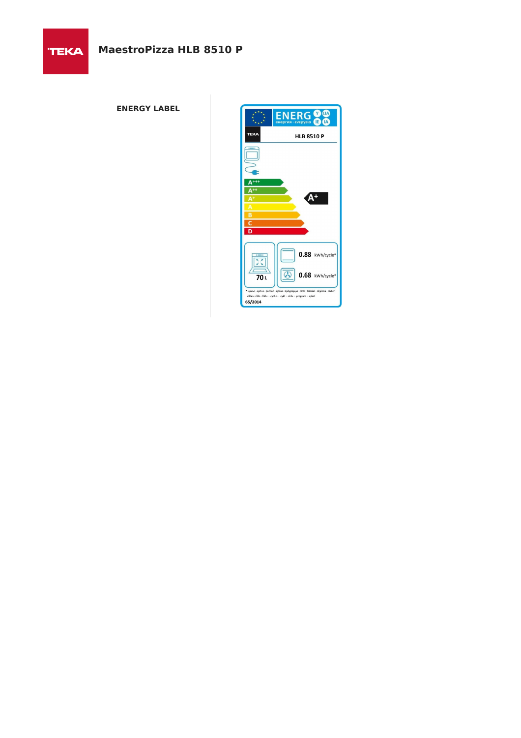# MaestroPizza HLB 8510 P

**ENERGY LABEL**

ENERG
енергия · ενεργεια

HLB 8510 P

A+++
A++
A+
A
B
C
D

A+

70 L

0.88 kWh/cycle*

0.68 kWh/cycle*

* цикъл · cyclus · portion · zyklus · πρόγραμμα · ciclo · tsükkel · ohjelma · ciklus · ciklas · cikls · ċiklu · cyclus · cykl · ciclu · program · cykel

65/2014